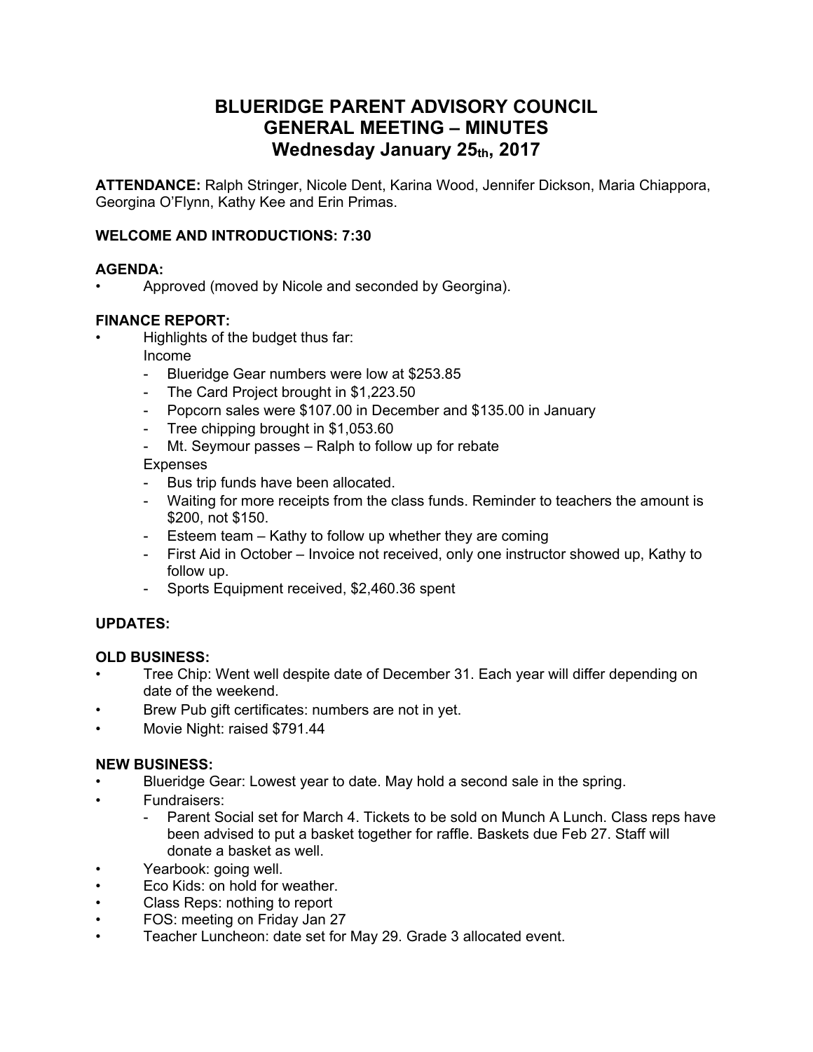# BLUERIDGE PARENT ADVISORY COUNCIL
# GENERAL MEETING – MINUTES
# Wednesday January 25th, 2017

**ATTENDANCE:** Ralph Stringer, Nicole Dent, Karina Wood, Jennifer Dickson, Maria Chiappora, Georgina O'Flynn, Kathy Kee and Erin Primas.

**WELCOME AND INTRODUCTIONS: 7:30**

**AGENDA:**

- Approved (moved by Nicole and seconded by Georgina).

**FINANCE REPORT:**

- Highlights of the budget thus far:

  Income
  - Blueridge Gear numbers were low at $253.85
  - The Card Project brought in $1,223.50
  - Popcorn sales were $107.00 in December and $135.00 in January
  - Tree chipping brought in $1,053.60
  - Mt. Seymour passes – Ralph to follow up for rebate

  Expenses
  - Bus trip funds have been allocated.
  - Waiting for more receipts from the class funds. Reminder to teachers the amount is $200, not $150.
  - Esteem team – Kathy to follow up whether they are coming
  - First Aid in October – Invoice not received, only one instructor showed up, Kathy to follow up.
  - Sports Equipment received, $2,460.36 spent

**UPDATES:**

**OLD BUSINESS:**

- Tree Chip: Went well despite date of December 31. Each year will differ depending on date of the weekend.
- Brew Pub gift certificates: numbers are not in yet.
- Movie Night: raised $791.44

**NEW BUSINESS:**

- Blueridge Gear: Lowest year to date. May hold a second sale in the spring.
- Fundraisers:
  - Parent Social set for March 4. Tickets to be sold on Munch A Lunch. Class reps have been advised to put a basket together for raffle. Baskets due Feb 27. Staff will donate a basket as well.
- Yearbook: going well.
- Eco Kids: on hold for weather.
- Class Reps: nothing to report
- FOS: meeting on Friday Jan 27
- Teacher Luncheon: date set for May 29. Grade 3 allocated event.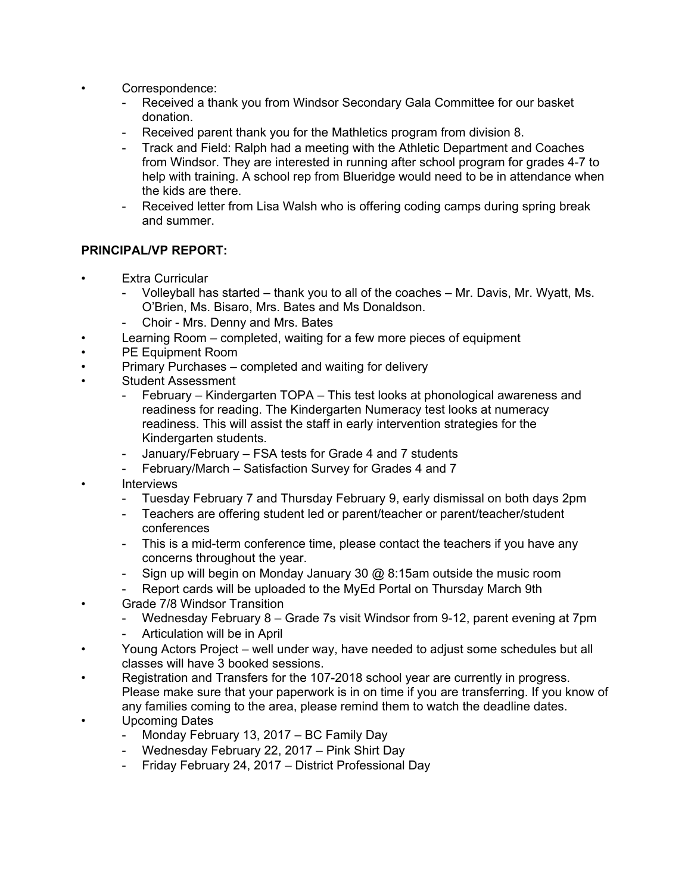- Correspondence:
  - Received a thank you from Windsor Secondary Gala Committee for our basket donation.
  - Received parent thank you for the Mathletics program from division 8.
  - Track and Field: Ralph had a meeting with the Athletic Department and Coaches from Windsor. They are interested in running after school program for grades 4-7 to help with training. A school rep from Blueridge would need to be in attendance when the kids are there.
  - Received letter from Lisa Walsh who is offering coding camps during spring break and summer.

**PRINCIPAL/VP REPORT:**

- Extra Curricular
  - Volleyball has started – thank you to all of the coaches – Mr. Davis, Mr. Wyatt, Ms. O'Brien, Ms. Bisaro, Mrs. Bates and Ms Donaldson.
  - Choir - Mrs. Denny and Mrs. Bates
- Learning Room – completed, waiting for a few more pieces of equipment
- PE Equipment Room
- Primary Purchases – completed and waiting for delivery
- Student Assessment
  - February – Kindergarten TOPA – This test looks at phonological awareness and readiness for reading. The Kindergarten Numeracy test looks at numeracy readiness. This will assist the staff in early intervention strategies for the Kindergarten students.
  - January/February – FSA tests for Grade 4 and 7 students
  - February/March – Satisfaction Survey for Grades 4 and 7
- Interviews
  - Tuesday February 7 and Thursday February 9, early dismissal on both days 2pm
  - Teachers are offering student led or parent/teacher or parent/teacher/student conferences
  - This is a mid-term conference time, please contact the teachers if you have any concerns throughout the year.
  - Sign up will begin on Monday January 30 @ 8:15am outside the music room
  - Report cards will be uploaded to the MyEd Portal on Thursday March 9th
- Grade 7/8 Windsor Transition
  - Wednesday February 8 – Grade 7s visit Windsor from 9-12, parent evening at 7pm
  - Articulation will be in April
- Young Actors Project – well under way, have needed to adjust some schedules but all classes will have 3 booked sessions.
- Registration and Transfers for the 107-2018 school year are currently in progress. Please make sure that your paperwork is in on time if you are transferring. If you know of any families coming to the area, please remind them to watch the deadline dates.
- Upcoming Dates
  - Monday February 13, 2017 – BC Family Day
  - Wednesday February 22, 2017 – Pink Shirt Day
  - Friday February 24, 2017 – District Professional Day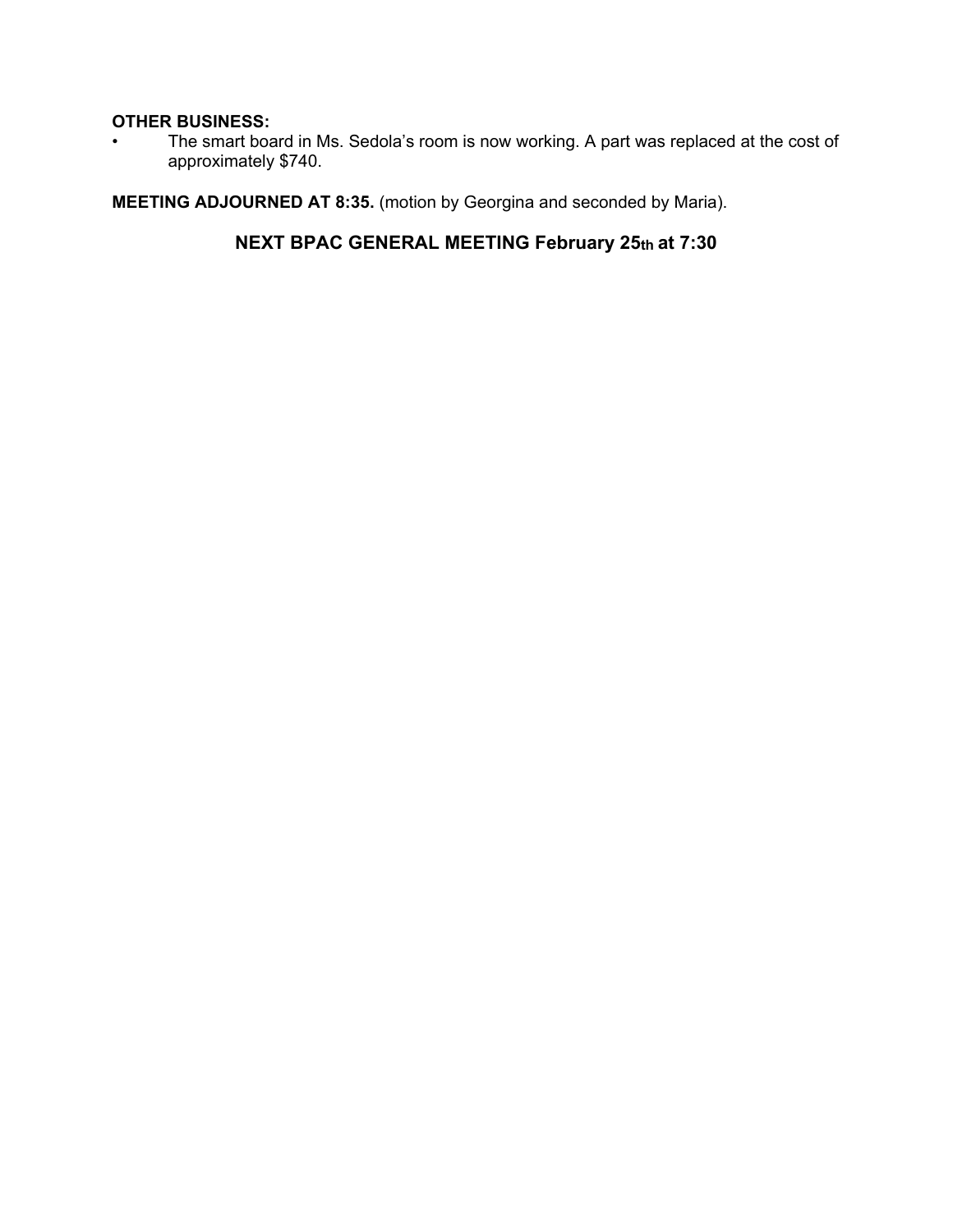**OTHER BUSINESS:**

- The smart board in Ms. Sedola's room is now working. A part was replaced at the cost of approximately $740.

**MEETING ADJOURNED AT 8:35.** (motion by Georgina and seconded by Maria).

### NEXT BPAC GENERAL MEETING February 25th at 7:30